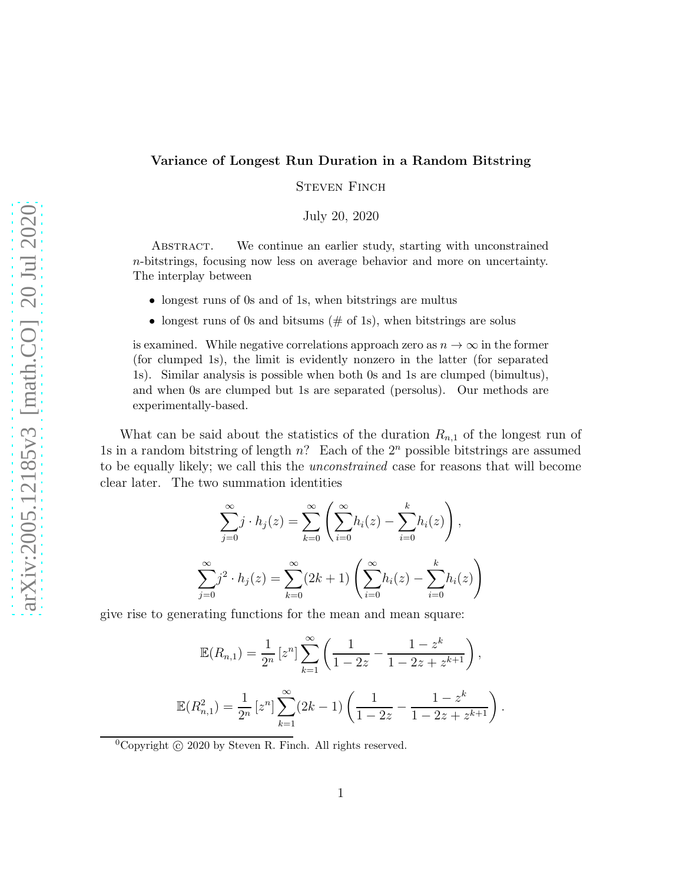# Variance of Longest Run Duration in a Random Bitstring

Steven Finch

July 20, 2020

Abstract. We continue an earlier study, starting with unconstrained $n$-bitstrings, focusing now less on average behavior and more on uncertainty. The interplay between

- longest runs of 0s and of 1s, when bitstrings are multus
- longest runs of 0s and bitsums (# of 1s), when bitstrings are solus

is examined. While negative correlations approach zero as $n \to \infty$ in the former (for clumped 1s), the limit is evidently nonzero in the latter (for separated 1s). Similar analysis is possible when both 0s and 1s are clumped (bimultus), and when 0s are clumped but 1s are separated (persolus). Our methods are experimentally-based.

What can be said about the statistics of the duration $R_{n,1}$ of the longest run of 1s in a random bitstring of length $n$? Each of the $2^n$ possible bitstrings are assumed to be equally likely; we call this the *unconstrained* case for reasons that will become clear later. The two summation identities

$$\sum_{j=0}^{\infty} j \cdot h_j(z) = \sum_{k=0}^{\infty} \left( \sum_{i=0}^{\infty} h_i(z) - \sum_{i=0}^{k} h_i(z) \right),$$

$$\sum_{j=0}^{\infty} j^2 \cdot h_j(z) = \sum_{k=0}^{\infty} (2k+1) \left( \sum_{i=0}^{\infty} h_i(z) - \sum_{i=0}^{k} h_i(z) \right)$$

give rise to generating functions for the mean and mean square:

$$\mathbb{E}(R_{n,1}) = \frac{1}{2^n} [z^n] \sum_{k=1}^{\infty} \left( \frac{1}{1-2z} - \frac{1-z^k}{1-2z+z^{k+1}} \right),$$

$$\mathbb{E}(R_{n,1}^2) = \frac{1}{2^n} [z^n] \sum_{k=1}^{\infty} (2k-1) \left( \frac{1}{1-2z} - \frac{1-z^k}{1-2z+z^{k+1}} \right).$$

[0] Copyright © 2020 by Steven R. Finch. All rights reserved.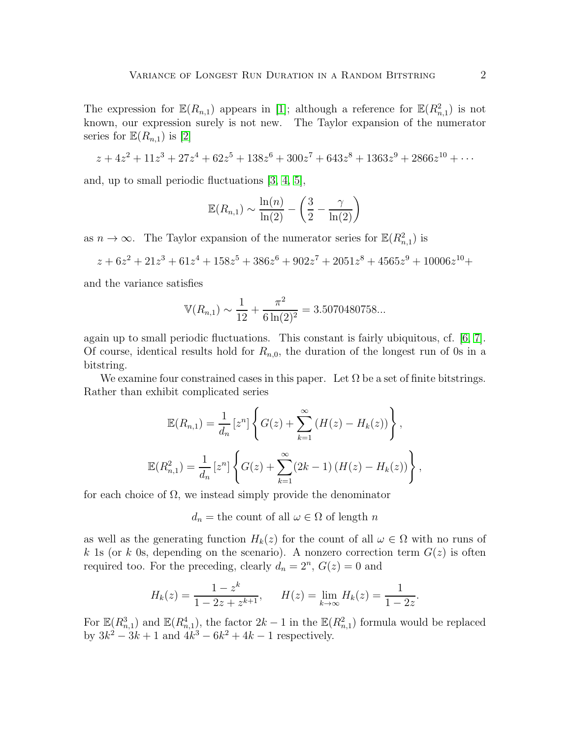The expression for $\mathbb{E}(R_{n,1})$ appears in [1]; although a reference for $\mathbb{E}(R_{n,1}^2)$ is not known, our expression surely is not new. The Taylor expansion of the numerator series for $\mathbb{E}(R_{n,1})$ is [2]

$$z + 4z^2 + 11z^3 + 27z^4 + 62z^5 + 138z^6 + 300z^7 + 643z^8 + 1363z^9 + 2866z^{10} + \cdots$$

and, up to small periodic fluctuations [3, 4, 5],

$$\mathbb{E}(R_{n,1}) \sim \frac{\ln(n)}{\ln(2)} - \left(\frac{3}{2} - \frac{\gamma}{\ln(2)}\right)$$

as $n \to \infty$. The Taylor expansion of the numerator series for $\mathbb{E}(R_{n,1}^2)$ is

$$z + 6z^2 + 21z^3 + 61z^4 + 158z^5 + 386z^6 + 902z^7 + 2051z^8 + 4565z^9 + 10006z^{10} +$$

and the variance satisfies

$$\mathbb{V}(R_{n,1}) \sim \frac{1}{12} + \frac{\pi^2}{6\ln(2)^2} = 3.5070480758...$$

again up to small periodic fluctuations. This constant is fairly ubiquitous, cf. [6, 7]. Of course, identical results hold for $R_{n,0}$, the duration of the longest run of 0s in a bitstring.

We examine four constrained cases in this paper. Let $\Omega$ be a set of finite bitstrings. Rather than exhibit complicated series

$$\mathbb{E}(R_{n,1}) = \frac{1}{d_n}\left[z^n\right]\left\{G(z) + \sum_{k=1}^{\infty}\left(H(z) - H_k(z)\right)\right\},$$

$$\mathbb{E}(R_{n,1}^2) = \frac{1}{d_n}\left[z^n\right]\left\{G(z) + \sum_{k=1}^{\infty}(2k-1)\left(H(z) - H_k(z)\right)\right\},$$

for each choice of $\Omega$, we instead simply provide the denominator

$$d_n = \text{the count of all } \omega \in \Omega \text{ of length } n$$

as well as the generating function $H_k(z)$ for the count of all $\omega \in \Omega$ with no runs of $k$ 1s (or $k$ 0s, depending on the scenario). A nonzero correction term $G(z)$ is often required too. For the preceding, clearly $d_n = 2^n$, $G(z) = 0$ and

$$H_k(z) = \frac{1 - z^k}{1 - 2z + z^{k+1}}, \qquad H(z) = \lim_{k\to\infty} H_k(z) = \frac{1}{1-2z}.$$

For $\mathbb{E}(R_{n,1}^3)$ and $\mathbb{E}(R_{n,1}^4)$, the factor $2k-1$ in the $\mathbb{E}(R_{n,1}^2)$ formula would be replaced by $3k^2 - 3k + 1$ and $4k^3 - 6k^2 + 4k - 1$ respectively.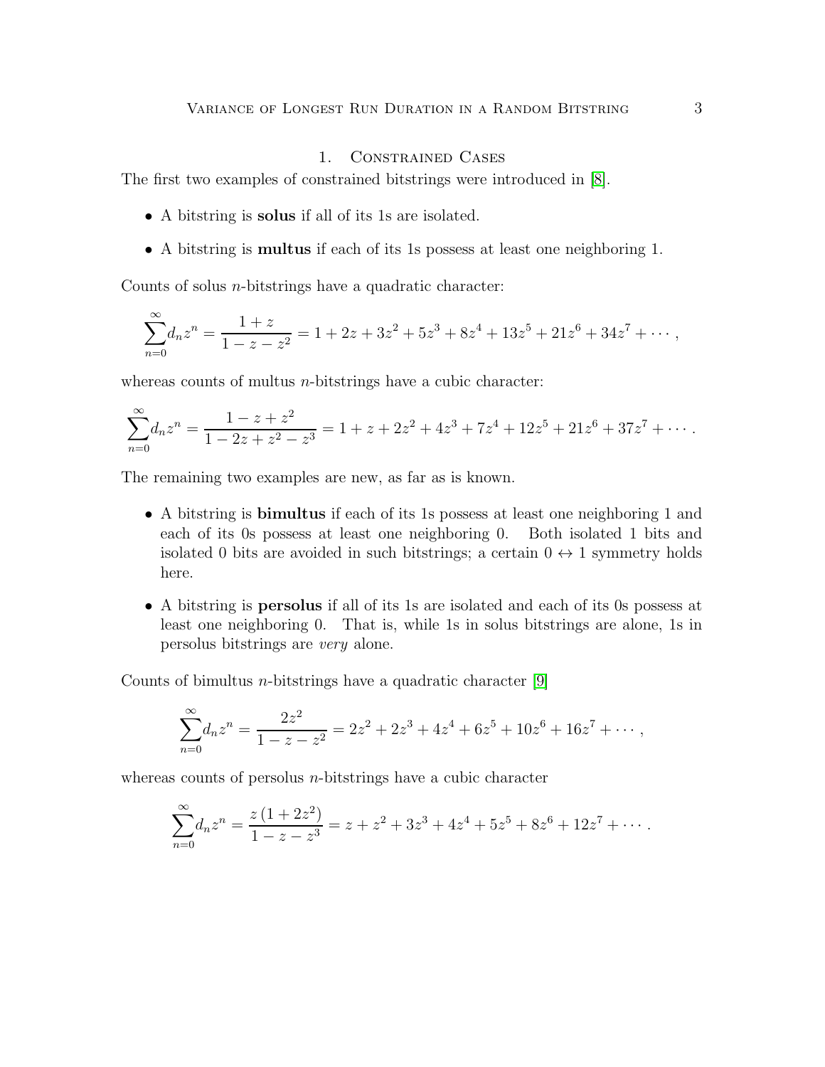# 1. Constrained Cases

The first two examples of constrained bitstrings were introduced in [8].

- A bitstring is **solus** if all of its 1s are isolated.
- A bitstring is **multus** if each of its 1s possess at least one neighboring 1.

Counts of solus $n$-bitstrings have a quadratic character:

$$\sum_{n=0}^{\infty} d_n z^n = \frac{1+z}{1-z-z^2} = 1 + 2z + 3z^2 + 5z^3 + 8z^4 + 13z^5 + 21z^6 + 34z^7 + \cdots,$$

whereas counts of multus $n$-bitstrings have a cubic character:

$$\sum_{n=0}^{\infty} d_n z^n = \frac{1-z+z^2}{1-2z+z^2-z^3} = 1 + z + 2z^2 + 4z^3 + 7z^4 + 12z^5 + 21z^6 + 37z^7 + \cdots.$$

The remaining two examples are new, as far as is known.

- A bitstring is **bimultus** if each of its 1s possess at least one neighboring 1 and each of its 0s possess at least one neighboring 0. Both isolated 1 bits and isolated 0 bits are avoided in such bitstrings; a certain $0 \leftrightarrow 1$ symmetry holds here.
- A bitstring is **persolus** if all of its 1s are isolated and each of its 0s possess at least one neighboring 0. That is, while 1s in solus bitstrings are alone, 1s in persolus bitstrings are *very* alone.

Counts of bimultus $n$-bitstrings have a quadratic character [9]

$$\sum_{n=0}^{\infty} d_n z^n = \frac{2z^2}{1-z-z^2} = 2z^2 + 2z^3 + 4z^4 + 6z^5 + 10z^6 + 16z^7 + \cdots,$$

whereas counts of persolus $n$-bitstrings have a cubic character

$$\sum_{n=0}^{\infty} d_n z^n = \frac{z\,(1+2z^2)}{1-z-z^3} = z + z^2 + 3z^3 + 4z^4 + 5z^5 + 8z^6 + 12z^7 + \cdots.$$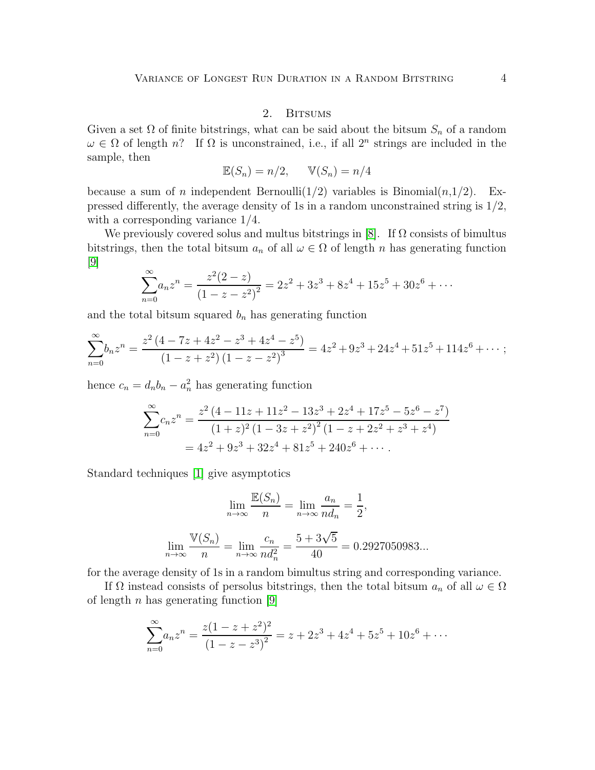## 2. Bitsums

Given a set $\Omega$ of finite bitstrings, what can be said about the bitsum $S_n$ of a random $\omega \in \Omega$ of length $n$? If $\Omega$ is unconstrained, i.e., if all $2^n$ strings are included in the sample, then

$$\mathbb{E}(S_n) = n/2, \qquad \mathbb{V}(S_n) = n/4$$

because a sum of $n$ independent Bernoulli(1/2) variables is Binomial($n$,1/2). Expressed differently, the average density of 1s in a random unconstrained string is 1/2, with a corresponding variance 1/4.

We previously covered solus and multus bitstrings in [8]. If $\Omega$ consists of bimultus bitstrings, then the total bitsum $a_n$ of all $\omega \in \Omega$ of length $n$ has generating function [9]

$$\sum_{n=0}^{\infty} a_n z^n = \frac{z^2(2-z)}{\left(1-z-z^2\right)^2} = 2z^2 + 3z^3 + 8z^4 + 15z^5 + 30z^6 + \cdots$$

and the total bitsum squared $b_n$ has generating function

$$\sum_{n=0}^{\infty} b_n z^n = \frac{z^2\left(4-7z+4z^2-z^3+4z^4-z^5\right)}{\left(1-z+z^2\right)\left(1-z-z^2\right)^3} = 4z^2 + 9z^3 + 24z^4 + 51z^5 + 114z^6 + \cdots;$$

hence $c_n = d_n b_n - a_n^2$ has generating function

$$\begin{aligned}\sum_{n=0}^{\infty} c_n z^n &= \frac{z^2\left(4-11z+11z^2-13z^3+2z^4+17z^5-5z^6-z^7\right)}{(1+z)^2\left(1-3z+z^2\right)^2\left(1-z+2z^2+z^3+z^4\right)} \\ &= 4z^2 + 9z^3 + 32z^4 + 81z^5 + 240z^6 + \cdots.\end{aligned}$$

Standard techniques [1] give asymptotics

$$\lim_{n\to\infty} \frac{\mathbb{E}(S_n)}{n} = \lim_{n\to\infty} \frac{a_n}{n d_n} = \frac{1}{2},$$

$$\lim_{n\to\infty} \frac{\mathbb{V}(S_n)}{n} = \lim_{n\to\infty} \frac{c_n}{n d_n^2} = \frac{5+3\sqrt{5}}{40} = 0.2927050983...$$

for the average density of 1s in a random bimultus string and corresponding variance.

If $\Omega$ instead consists of persolus bitstrings, then the total bitsum $a_n$ of all $\omega \in \Omega$ of length $n$ has generating function [9]

$$\sum_{n=0}^{\infty} a_n z^n = \frac{z(1-z+z^2)^2}{\left(1-z-z^3\right)^2} = z + 2z^3 + 4z^4 + 5z^5 + 10z^6 + \cdots$$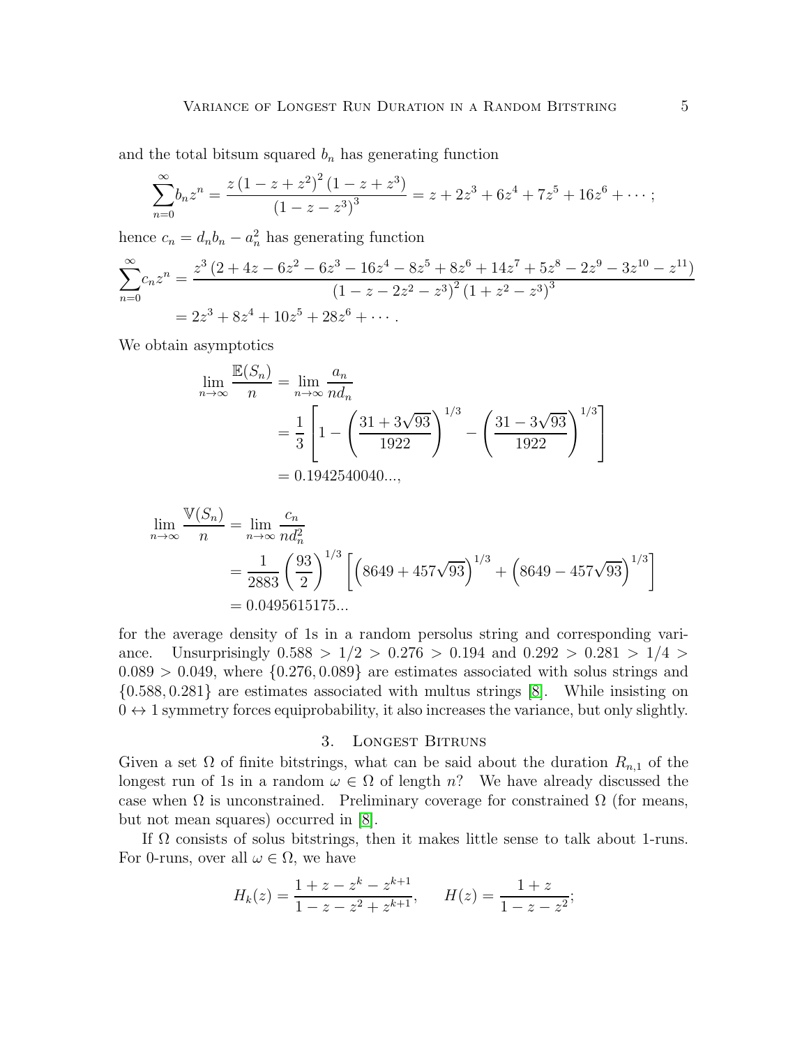and the total bitsum squared $b_n$ has generating function

$$\sum_{n=0}^{\infty} b_n z^n = \frac{z\left(1-z+z^2\right)^2\left(1-z+z^3\right)}{\left(1-z-z^3\right)^3} = z + 2z^3 + 6z^4 + 7z^5 + 16z^6 + \cdots;$$

hence $c_n = d_n b_n - a_n^2$ has generating function

$$\begin{aligned}
\sum_{n=0}^{\infty} c_n z^n &= \frac{z^3\left(2+4z-6z^2-6z^3-16z^4-8z^5+8z^6+14z^7+5z^8-2z^9-3z^{10}-z^{11}\right)}{\left(1-z-2z^2-z^3\right)^2\left(1+z^2-z^3\right)^3} \\
&= 2z^3 + 8z^4 + 10z^5 + 28z^6 + \cdots.
\end{aligned}$$

We obtain asymptotics

$$\begin{aligned}
\lim_{n\to\infty} \frac{\mathbb{E}(S_n)}{n} &= \lim_{n\to\infty} \frac{a_n}{n d_n} \\
&= \frac{1}{3}\left[1 - \left(\frac{31+3\sqrt{93}}{1922}\right)^{1/3} - \left(\frac{31-3\sqrt{93}}{1922}\right)^{1/3}\right] \\
&= 0.1942540040...,
\end{aligned}$$

$$\begin{aligned}
\lim_{n\to\infty} \frac{\mathbb{V}(S_n)}{n} &= \lim_{n\to\infty} \frac{c_n}{n d_n^2} \\
&= \frac{1}{2883}\left(\frac{93}{2}\right)^{1/3}\left[\left(8649+457\sqrt{93}\right)^{1/3} + \left(8649-457\sqrt{93}\right)^{1/3}\right] \\
&= 0.0495615175...
\end{aligned}$$

for the average density of 1s in a random persolus string and corresponding variance. Unsurprisingly $0.588 > 1/2 > 0.276 > 0.194$ and $0.292 > 0.281 > 1/4 > 0.089 > 0.049$, where $\{0.276, 0.089\}$ are estimates associated with solus strings and $\{0.588, 0.281\}$ are estimates associated with multus strings [8]. While insisting on $0 \leftrightarrow 1$ symmetry forces equiprobability, it also increases the variance, but only slightly.

## 3. Longest Bitruns

Given a set $\Omega$ of finite bitstrings, what can be said about the duration $R_{n,1}$ of the longest run of 1s in a random $\omega \in \Omega$ of length $n$? We have already discussed the case when $\Omega$ is unconstrained. Preliminary coverage for constrained $\Omega$ (for means, but not mean squares) occurred in [8].

If $\Omega$ consists of solus bitstrings, then it makes little sense to talk about 1-runs. For 0-runs, over all $\omega \in \Omega$, we have

$$H_k(z) = \frac{1+z-z^k-z^{k+1}}{1-z-z^2+z^{k+1}}, \qquad H(z) = \frac{1+z}{1-z-z^2};$$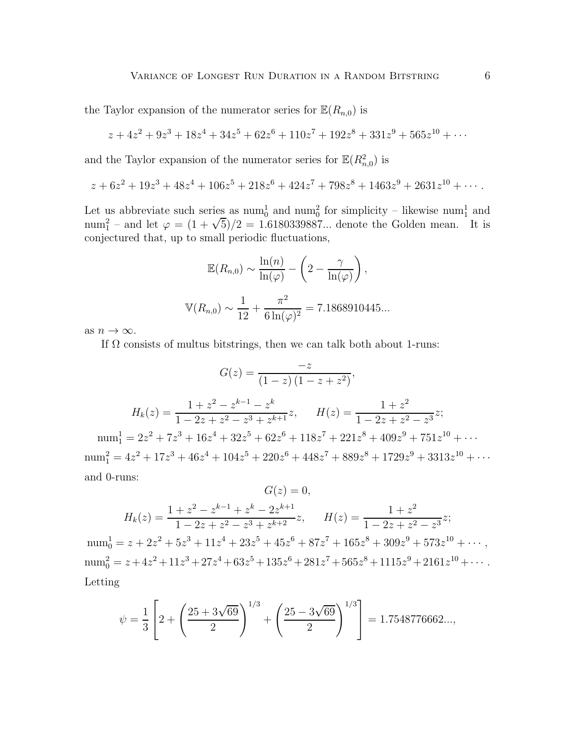the Taylor expansion of the numerator series for $\mathbb{E}(R_{n,0})$ is

$$z + 4z^2 + 9z^3 + 18z^4 + 34z^5 + 62z^6 + 110z^7 + 192z^8 + 331z^9 + 565z^{10} + \cdots$$

and the Taylor expansion of the numerator series for $\mathbb{E}(R_{n,0}^2)$ is

$$z + 6z^2 + 19z^3 + 48z^4 + 106z^5 + 218z^6 + 424z^7 + 798z^8 + 1463z^9 + 2631z^{10} + \cdots .$$

Let us abbreviate such series as $\mathrm{num}_0^1$ and $\mathrm{num}_0^2$ for simplicity – likewise $\mathrm{num}_1^1$ and $\mathrm{num}_1^2$ – and let $\varphi = (1+\sqrt{5})/2 = 1.6180339887...$ denote the Golden mean. It is conjectured that, up to small periodic fluctuations,

$$\mathbb{E}(R_{n,0}) \sim \frac{\ln(n)}{\ln(\varphi)} - \left(2 - \frac{\gamma}{\ln(\varphi)}\right),$$

$$\mathbb{V}(R_{n,0}) \sim \frac{1}{12} + \frac{\pi^2}{6\ln(\varphi)^2} = 7.1868910445...$$

as $n \to \infty$.

If $\Omega$ consists of multus bitstrings, then we can talk both about 1-runs:

$$G(z) = \frac{-z}{(1-z)\left(1-z+z^2\right)},$$

$$H_k(z) = \frac{1+z^2-z^{k-1}-z^k}{1-2z+z^2-z^3+z^{k+1}}z, \qquad H(z) = \frac{1+z^2}{1-2z+z^2-z^3}z;$$

$$\mathrm{num}_1^1 = 2z^2 + 7z^3 + 16z^4 + 32z^5 + 62z^6 + 118z^7 + 221z^8 + 409z^9 + 751z^{10} + \cdots$$

$$\mathrm{num}_1^2 = 4z^2 + 17z^3 + 46z^4 + 104z^5 + 220z^6 + 448z^7 + 889z^8 + 1729z^9 + 3313z^{10} + \cdots$$

and 0-runs:

$$G(z) = 0,$$

$$H_k(z) = \frac{1+z^2-z^{k-1}+z^k-2z^{k+1}}{1-2z+z^2-z^3+z^{k+2}}z, \qquad H(z) = \frac{1+z^2}{1-2z+z^2-z^3}z;$$

$$\mathrm{num}_0^1 = z + 2z^2 + 5z^3 + 11z^4 + 23z^5 + 45z^6 + 87z^7 + 165z^8 + 309z^9 + 573z^{10} + \cdots ,$$

$$\mathrm{num}_0^2 = z + 4z^2 + 11z^3 + 27z^4 + 63z^5 + 135z^6 + 281z^7 + 565z^8 + 1115z^9 + 2161z^{10} + \cdots .$$

Letting

$$\psi = \frac{1}{3}\left[2 + \left(\frac{25+3\sqrt{69}}{2}\right)^{1/3} + \left(\frac{25-3\sqrt{69}}{2}\right)^{1/3}\right] = 1.7548776662...,$$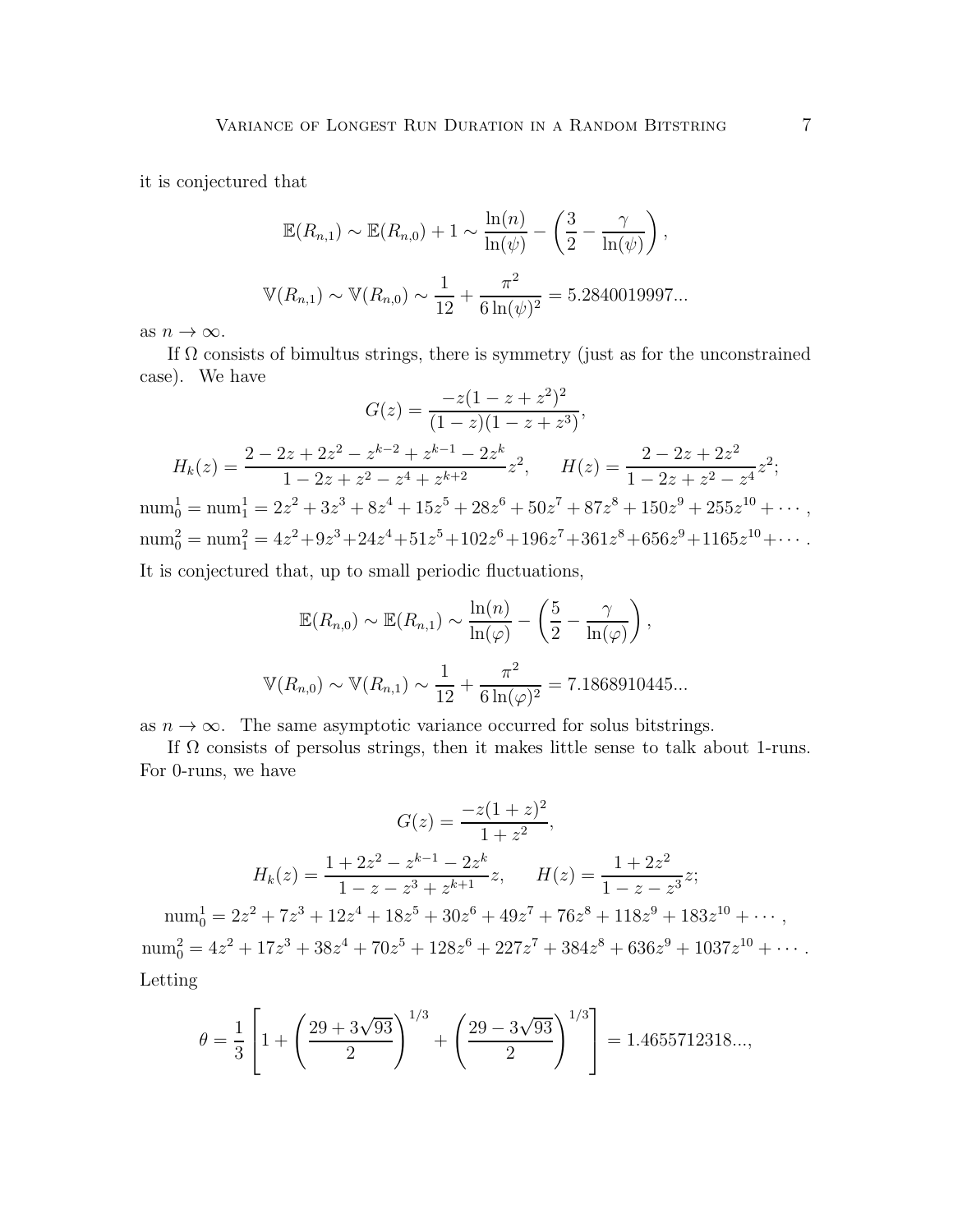it is conjectured that

$$\mathbb{E}(R_{n,1}) \sim \mathbb{E}(R_{n,0}) + 1 \sim \frac{\ln(n)}{\ln(\psi)} - \left(\frac{3}{2} - \frac{\gamma}{\ln(\psi)}\right),$$

$$\mathbb{V}(R_{n,1}) \sim \mathbb{V}(R_{n,0}) \sim \frac{1}{12} + \frac{\pi^2}{6\ln(\psi)^2} = 5.2840019997...$$

as $n \to \infty$.

If $\Omega$ consists of bimultus strings, there is symmetry (just as for the unconstrained case). We have

$$G(z) = \frac{-z(1-z+z^2)^2}{(1-z)(1-z+z^3)},$$

$$H_k(z) = \frac{2-2z+2z^2-z^{k-2}+z^{k-1}-2z^k}{1-2z+z^2-z^4+z^{k+2}}z^2, \qquad H(z) = \frac{2-2z+2z^2}{1-2z+z^2-z^4}z^2;$$

$$\text{num}_0^1 = \text{num}_1^1 = 2z^2+3z^3+8z^4+15z^5+28z^6+50z^7+87z^8+150z^9+255z^{10}+\cdots,$$

$$\text{num}_0^2 = \text{num}_1^2 = 4z^2+9z^3+24z^4+51z^5+102z^6+196z^7+361z^8+656z^9+1165z^{10}+\cdots.$$

It is conjectured that, up to small periodic fluctuations,

$$\mathbb{E}(R_{n,0}) \sim \mathbb{E}(R_{n,1}) \sim \frac{\ln(n)}{\ln(\varphi)} - \left(\frac{5}{2} - \frac{\gamma}{\ln(\varphi)}\right),$$

$$\mathbb{V}(R_{n,0}) \sim \mathbb{V}(R_{n,1}) \sim \frac{1}{12} + \frac{\pi^2}{6\ln(\varphi)^2} = 7.1868910445...$$

as $n \to \infty$. The same asymptotic variance occurred for solus bitstrings.

If $\Omega$ consists of persolus strings, then it makes little sense to talk about 1-runs. For 0-runs, we have

$$G(z) = \frac{-z(1+z)^2}{1+z^2},$$

$$H_k(z) = \frac{1+2z^2-z^{k-1}-2z^k}{1-z-z^3+z^{k+1}}z, \qquad H(z) = \frac{1+2z^2}{1-z-z^3}z;$$

$$\text{num}_0^1 = 2z^2+7z^3+12z^4+18z^5+30z^6+49z^7+76z^8+118z^9+183z^{10}+\cdots,$$

$$\text{num}_0^2 = 4z^2+17z^3+38z^4+70z^5+128z^6+227z^7+384z^8+636z^9+1037z^{10}+\cdots.$$

Letting

$$\theta = \frac{1}{3}\left[1+\left(\frac{29+3\sqrt{93}}{2}\right)^{1/3}+\left(\frac{29-3\sqrt{93}}{2}\right)^{1/3}\right] = 1.4655712318...,$$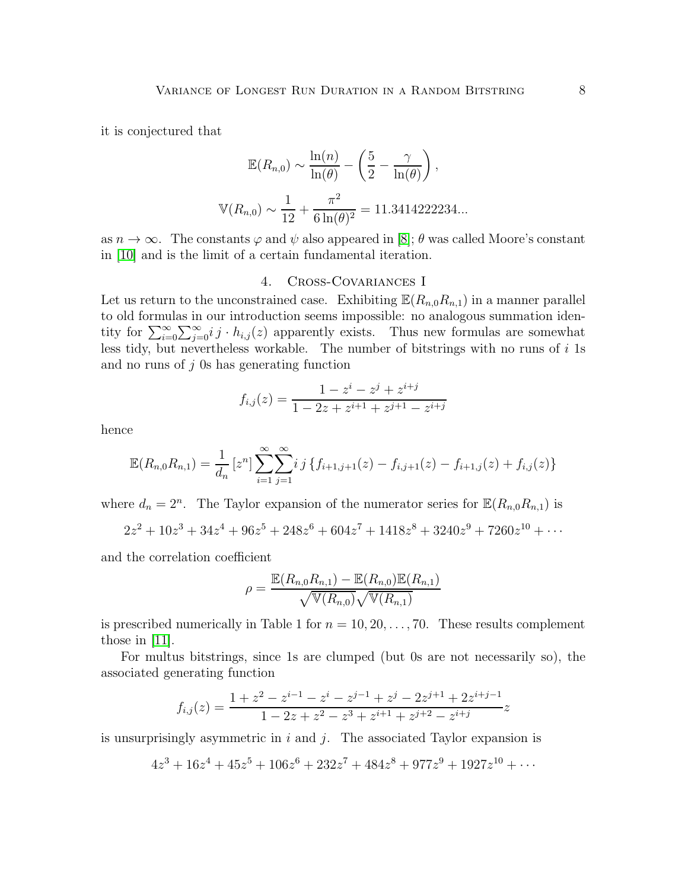it is conjectured that

$$\mathbb{E}(R_{n,0}) \sim \frac{\ln(n)}{\ln(\theta)} - \left(\frac{5}{2} - \frac{\gamma}{\ln(\theta)}\right),$$

$$\mathbb{V}(R_{n,0}) \sim \frac{1}{12} + \frac{\pi^2}{6\ln(\theta)^2} = 11.3414222234...$$

as $n \to \infty$. The constants $\varphi$ and $\psi$ also appeared in [8]; $\theta$ was called Moore's constant in [10] and is the limit of a certain fundamental iteration.

## 4. Cross-Covariances I

Let us return to the unconstrained case. Exhibiting $\mathbb{E}(R_{n,0}R_{n,1})$ in a manner parallel to old formulas in our introduction seems impossible: no analogous summation identity for $\sum_{i=0}^{\infty}\sum_{j=0}^{\infty} i\,j \cdot h_{i,j}(z)$ apparently exists. Thus new formulas are somewhat less tidy, but nevertheless workable. The number of bitstrings with no runs of $i$ 1s and no runs of $j$ 0s has generating function

$$f_{i,j}(z) = \frac{1 - z^i - z^j + z^{i+j}}{1 - 2z + z^{i+1} + z^{j+1} - z^{i+j}}$$

hence

$$\mathbb{E}(R_{n,0}R_{n,1}) = \frac{1}{d_n}\,[z^n]\sum_{i=1}^{\infty}\sum_{j=1}^{\infty} i\,j\left\{f_{i+1,j+1}(z) - f_{i,j+1}(z) - f_{i+1,j}(z) + f_{i,j}(z)\right\}$$

where $d_n = 2^n$. The Taylor expansion of the numerator series for $\mathbb{E}(R_{n,0}R_{n,1})$ is

$$2z^2 + 10z^3 + 34z^4 + 96z^5 + 248z^6 + 604z^7 + 1418z^8 + 3240z^9 + 7260z^{10} + \cdots$$

and the correlation coefficient

$$\rho = \frac{\mathbb{E}(R_{n,0}R_{n,1}) - \mathbb{E}(R_{n,0})\mathbb{E}(R_{n,1})}{\sqrt{\mathbb{V}(R_{n,0})}\sqrt{\mathbb{V}(R_{n,1})}}$$

is prescribed numerically in Table 1 for $n = 10, 20, \ldots, 70$. These results complement those in [11].

For multus bitstrings, since 1s are clumped (but 0s are not necessarily so), the associated generating function

$$f_{i,j}(z) = \frac{1 + z^2 - z^{i-1} - z^i - z^{j-1} + z^j - 2z^{j+1} + 2z^{i+j-1}}{1 - 2z + z^2 - z^3 + z^{i+1} + z^{j+2} - z^{i+j}}z$$

is unsurprisingly asymmetric in $i$ and $j$. The associated Taylor expansion is

$$4z^3 + 16z^4 + 45z^5 + 106z^6 + 232z^7 + 484z^8 + 977z^9 + 1927z^{10} + \cdots$$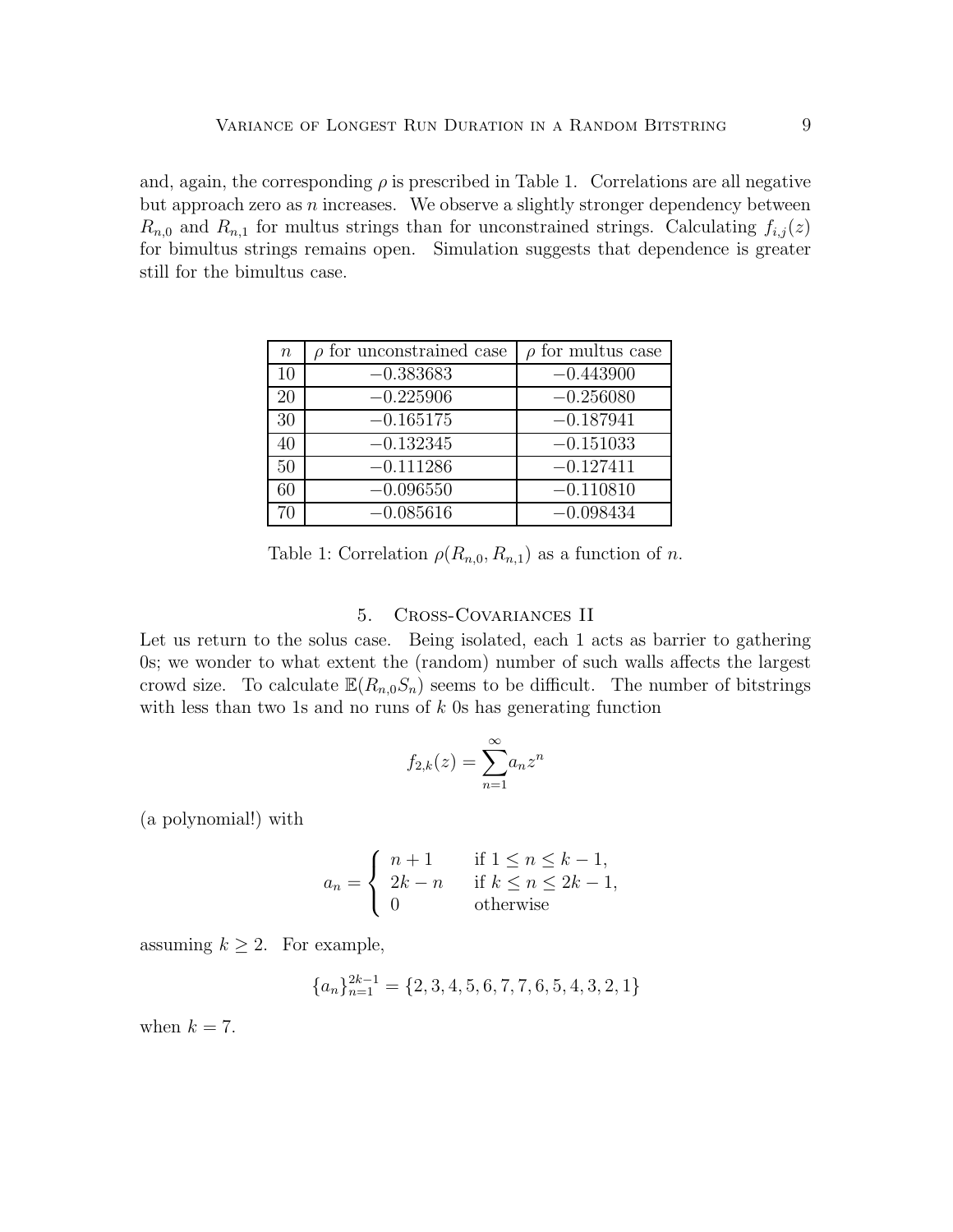and, again, the corresponding $\rho$ is prescribed in Table 1. Correlations are all negative but approach zero as $n$ increases. We observe a slightly stronger dependency between $R_{n,0}$ and $R_{n,1}$ for multus strings than for unconstrained strings. Calculating $f_{i,j}(z)$ for bimultus strings remains open. Simulation suggests that dependence is greater still for the bimultus case.

| $n$ | $\rho$ for unconstrained case | $\rho$ for multus case |
|---|---|---|
| 10 | $-0.383683$ | $-0.443900$ |
| 20 | $-0.225906$ | $-0.256080$ |
| 30 | $-0.165175$ | $-0.187941$ |
| 40 | $-0.132345$ | $-0.151033$ |
| 50 | $-0.111286$ | $-0.127411$ |
| 60 | $-0.096550$ | $-0.110810$ |
| 70 | $-0.085616$ | $-0.098434$ |

Table 1: Correlation $\rho(R_{n,0}, R_{n,1})$ as a function of $n$.

## 5. Cross-Covariances II

Let us return to the solus case. Being isolated, each 1 acts as barrier to gathering 0s; we wonder to what extent the (random) number of such walls affects the largest crowd size. To calculate $\mathbb{E}(R_{n,0}S_n)$ seems to be difficult. The number of bitstrings with less than two 1s and no runs of $k$ 0s has generating function

$$f_{2,k}(z) = \sum_{n=1}^{\infty} a_n z^n$$

(a polynomial!) with

$$a_n = \begin{cases} n+1 & \text{if } 1 \le n \le k-1, \\ 2k-n & \text{if } k \le n \le 2k-1, \\ 0 & \text{otherwise} \end{cases}$$

assuming $k \ge 2$. For example,

$$\{a_n\}_{n=1}^{2k-1} = \{2, 3, 4, 5, 6, 7, 7, 6, 5, 4, 3, 2, 1\}$$

when $k = 7$.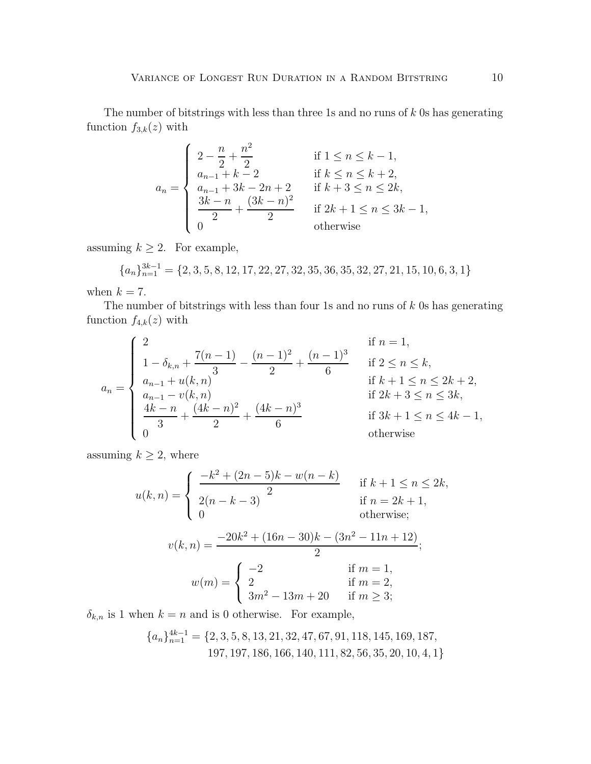The number of bitstrings with less than three 1s and no runs of $k$ 0s has generating function $f_{3,k}(z)$ with

$$a_n = \begin{cases} 2 - \dfrac{n}{2} + \dfrac{n^2}{2} & \text{if } 1 \le n \le k-1, \\ a_{n-1} + k - 2 & \text{if } k \le n \le k+2, \\ a_{n-1} + 3k - 2n + 2 & \text{if } k+3 \le n \le 2k, \\ \dfrac{3k-n}{2} + \dfrac{(3k-n)^2}{2} & \text{if } 2k+1 \le n \le 3k-1, \\ 0 & \text{otherwise} \end{cases}$$

assuming $k \ge 2$. For example,

$$\{a_n\}_{n=1}^{3k-1} = \{2, 3, 5, 8, 12, 17, 22, 27, 32, 35, 36, 35, 32, 27, 21, 15, 10, 6, 3, 1\}$$

when $k = 7$.

The number of bitstrings with less than four 1s and no runs of $k$ 0s has generating function $f_{4,k}(z)$ with

$$a_n = \begin{cases} 2 & \text{if } n = 1, \\ 1 - \delta_{k,n} + \dfrac{7(n-1)}{3} - \dfrac{(n-1)^2}{2} + \dfrac{(n-1)^3}{6} & \text{if } 2 \le n \le k, \\ a_{n-1} + u(k,n) & \text{if } k+1 \le n \le 2k+2, \\ a_{n-1} - v(k,n) & \text{if } 2k+3 \le n \le 3k, \\ \dfrac{4k-n}{3} + \dfrac{(4k-n)^2}{2} + \dfrac{(4k-n)^3}{6} & \text{if } 3k+1 \le n \le 4k-1, \\ 0 & \text{otherwise} \end{cases}$$

assuming $k \ge 2$, where

$$u(k,n) = \begin{cases} \dfrac{-k^2 + (2n-5)k - w(n-k)}{2} & \text{if } k+1 \le n \le 2k, \\ 2(n-k-3) & \text{if } n = 2k+1, \\ 0 & \text{otherwise;} \end{cases}$$

$$v(k,n) = \frac{-20k^2 + (16n-30)k - (3n^2 - 11n + 12)}{2};$$

$$w(m) = \begin{cases} -2 & \text{if } m = 1, \\ 2 & \text{if } m = 2, \\ 3m^2 - 13m + 20 & \text{if } m \ge 3; \end{cases}$$

$\delta_{k,n}$ is 1 when $k = n$ and is 0 otherwise. For example,

$$\{a_n\}_{n=1}^{4k-1} = \{2, 3, 5, 8, 13, 21, 32, 47, 67, 91, 118, 145, 169, 187, 197, 197, 186, 166, 140, 111, 82, 56, 35, 20, 10, 4, 1\}$$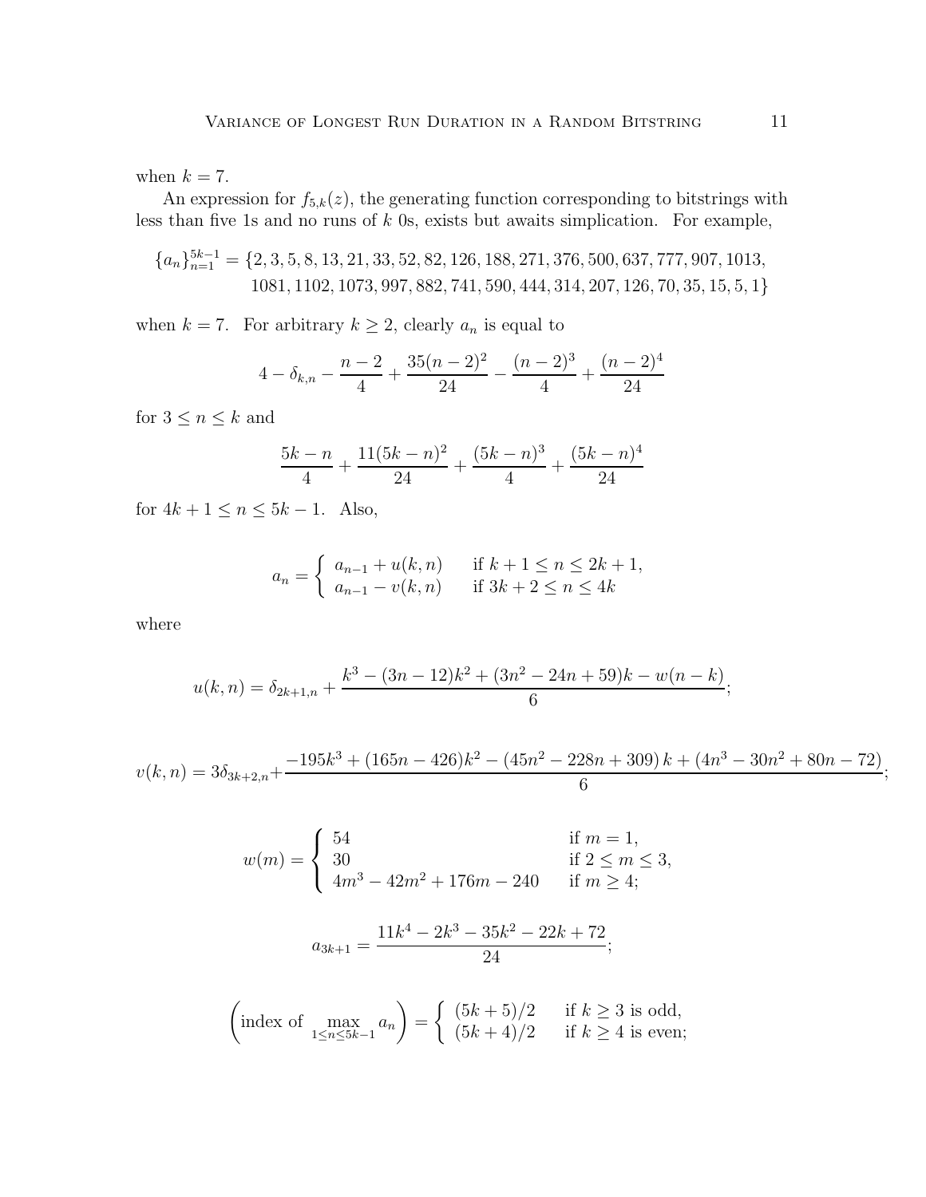when $k = 7$.

An expression for $f_{5,k}(z)$, the generating function corresponding to bitstrings with less than five 1s and no runs of $k$ 0s, exists but awaits simplication. For example,

$$\{a_n\}_{n=1}^{5k-1} = \{2, 3, 5, 8, 13, 21, 33, 52, 82, 126, 188, 271, 376, 500, 637, 777, 907, 1013, \\ 1081, 1102, 1073, 997, 882, 741, 590, 444, 314, 207, 126, 70, 35, 15, 5, 1\}$$

when $k = 7$. For arbitrary $k \geq 2$, clearly $a_n$ is equal to

$$4 - \delta_{k,n} - \frac{n-2}{4} + \frac{35(n-2)^2}{24} - \frac{(n-2)^3}{4} + \frac{(n-2)^4}{24}$$

for $3 \leq n \leq k$ and

$$\frac{5k-n}{4} + \frac{11(5k-n)^2}{24} + \frac{(5k-n)^3}{4} + \frac{(5k-n)^4}{24}$$

for $4k+1 \leq n \leq 5k-1$. Also,

$$a_n = \begin{cases} a_{n-1} + u(k,n) & \text{if } k+1 \leq n \leq 2k+1, \\ a_{n-1} - v(k,n) & \text{if } 3k+2 \leq n \leq 4k \end{cases}$$

where

$$u(k,n) = \delta_{2k+1,n} + \frac{k^3 - (3n-12)k^2 + (3n^2 - 24n + 59)k - w(n-k)}{6};$$

$$v(k,n) = 3\delta_{3k+2,n} + \frac{-195k^3 + (165n - 426)k^2 - \left(45n^2 - 228n + 309\right)k + \left(4n^3 - 30n^2 + 80n - 72\right)}{6};$$

$$w(m) = \begin{cases} 54 & \text{if } m = 1, \\ 30 & \text{if } 2 \leq m \leq 3, \\ 4m^3 - 42m^2 + 176m - 240 & \text{if } m \geq 4; \end{cases}$$

$$a_{3k+1} = \frac{11k^4 - 2k^3 - 35k^2 - 22k + 72}{24};$$

$$\left(\text{index of } \max_{1 \leq n \leq 5k-1} a_n\right) = \begin{cases} (5k+5)/2 & \text{if } k \geq 3 \text{ is odd}, \\ (5k+4)/2 & \text{if } k \geq 4 \text{ is even}; \end{cases}$$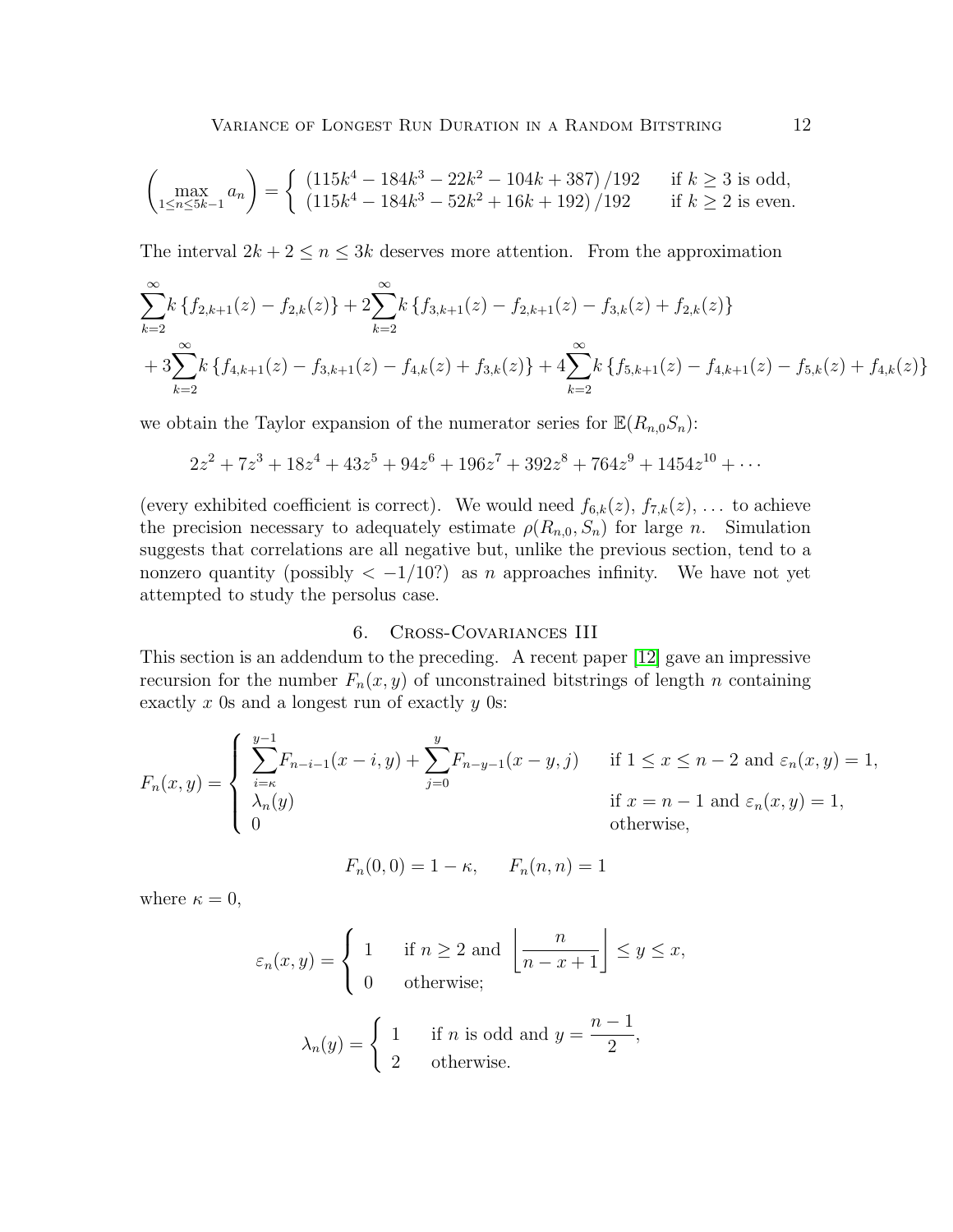$$\left(\max_{1\leq n\leq 5k-1} a_n\right) = \begin{cases} \left(115k^4 - 184k^3 - 22k^2 - 104k + 387\right)/192 & \text{if } k \geq 3 \text{ is odd,} \\ \left(115k^4 - 184k^3 - 52k^2 + 16k + 192\right)/192 & \text{if } k \geq 2 \text{ is even.} \end{cases}$$

The interval $2k + 2 \leq n \leq 3k$ deserves more attention. From the approximation

$$\sum_{k=2}^{\infty} k \left\{ f_{2,k+1}(z) - f_{2,k}(z) \right\} + 2\sum_{k=2}^{\infty} k \left\{ f_{3,k+1}(z) - f_{2,k+1}(z) - f_{3,k}(z) + f_{2,k}(z) \right\}$$
$$+ 3\sum_{k=2}^{\infty} k \left\{ f_{4,k+1}(z) - f_{3,k+1}(z) - f_{4,k}(z) + f_{3,k}(z) \right\} + 4\sum_{k=2}^{\infty} k \left\{ f_{5,k+1}(z) - f_{4,k+1}(z) - f_{5,k}(z) + f_{4,k}(z) \right\}$$

we obtain the Taylor expansion of the numerator series for $\mathbb{E}(R_{n,0}S_n)$:

$$2z^2 + 7z^3 + 18z^4 + 43z^5 + 94z^6 + 196z^7 + 392z^8 + 764z^9 + 1454z^{10} + \cdots$$

(every exhibited coefficient is correct). We would need $f_{6,k}(z)$, $f_{7,k}(z)$, $\ldots$ to achieve the precision necessary to adequately estimate $\rho(R_{n,0}, S_n)$ for large $n$. Simulation suggests that correlations are all negative but, unlike the previous section, tend to a nonzero quantity (possibly $< -1/10$?) as $n$ approaches infinity. We have not yet attempted to study the persolus case.

## 6. Cross-Covariances III

This section is an addendum to the preceding. A recent paper [12] gave an impressive recursion for the number $F_n(x, y)$ of unconstrained bitstrings of length $n$ containing exactly $x$ 0s and a longest run of exactly $y$ 0s:

$$F_n(x,y) = \begin{cases} \displaystyle\sum_{i=\kappa}^{y-1} F_{n-i-1}(x-i, y) + \sum_{j=0}^{y} F_{n-y-1}(x-y, j) & \text{if } 1 \leq x \leq n-2 \text{ and } \varepsilon_n(x,y) = 1, \\ \lambda_n(y) & \text{if } x = n-1 \text{ and } \varepsilon_n(x,y) = 1, \\ 0 & \text{otherwise,} \end{cases}$$

$$F_n(0,0) = 1 - \kappa, \qquad F_n(n,n) = 1$$

where $\kappa = 0$,

$$\varepsilon_n(x,y) = \begin{cases} 1 & \text{if } n \geq 2 \text{ and } \left\lfloor \dfrac{n}{n-x+1} \right\rfloor \leq y \leq x, \\ 0 & \text{otherwise;} \end{cases}$$

$$\lambda_n(y) = \begin{cases} 1 & \text{if } n \text{ is odd and } y = \dfrac{n-1}{2}, \\ 2 & \text{otherwise.} \end{cases}$$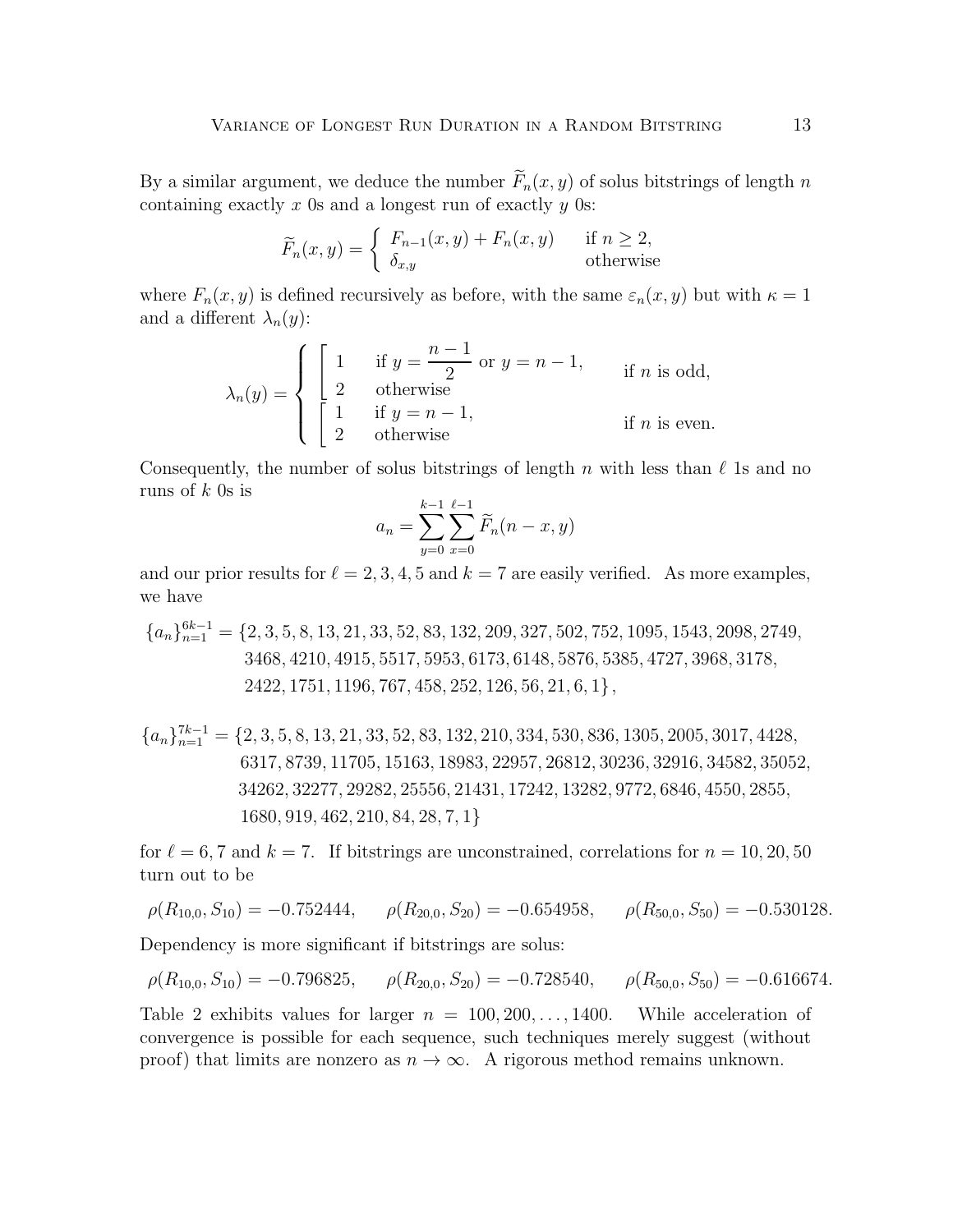By a similar argument, we deduce the number $\widetilde{F}_n(x,y)$ of solus bitstrings of length $n$ containing exactly $x$ 0s and a longest run of exactly $y$ 0s:

$$\widetilde{F}_n(x,y) = \begin{cases} F_{n-1}(x,y) + F_n(x,y) & \text{if } n \geq 2, \\ \delta_{x,y} & \text{otherwise} \end{cases}$$

where $F_n(x,y)$ is defined recursively as before, with the same $\varepsilon_n(x,y)$ but with $\kappa = 1$ and a different $\lambda_n(y)$:

$$\lambda_n(y) = \begin{cases} \left[ \begin{array}{ll} 1 & \text{if } y = \dfrac{n-1}{2} \text{ or } y = n-1, \\ 2 & \text{otherwise} \end{array} \right. & \text{if } n \text{ is odd,} \\ \left[ \begin{array}{ll} 1 & \text{if } y = n-1, \\ 2 & \text{otherwise} \end{array} \right. & \text{if } n \text{ is even.} \end{cases}$$

Consequently, the number of solus bitstrings of length $n$ with less than $\ell$ 1s and no runs of $k$ 0s is

$$a_n = \sum_{y=0}^{k-1} \sum_{x=0}^{\ell-1} \widetilde{F}_n(n-x, y)$$

and our prior results for $\ell = 2, 3, 4, 5$ and $k = 7$ are easily verified. As more examples, we have

$$\begin{aligned} \{a_n\}_{n=1}^{6k-1} = \{&2, 3, 5, 8, 13, 21, 33, 52, 83, 132, 209, 327, 502, 752, 1095, 1543, 2098, 2749, \\ &3468, 4210, 4915, 5517, 5953, 6173, 6148, 5876, 5385, 4727, 3968, 3178, \\ &2422, 1751, 1196, 767, 458, 252, 126, 56, 21, 6, 1\}, \end{aligned}$$

$$\begin{aligned} \{a_n\}_{n=1}^{7k-1} = \{&2, 3, 5, 8, 13, 21, 33, 52, 83, 132, 210, 334, 530, 836, 1305, 2005, 3017, 4428, \\ &6317, 8739, 11705, 15163, 18983, 22957, 26812, 30236, 32916, 34582, 35052, \\ &34262, 32277, 29282, 25556, 21431, 17242, 13282, 9772, 6846, 4550, 2855, \\ &1680, 919, 462, 210, 84, 28, 7, 1\} \end{aligned}$$

for $\ell = 6, 7$ and $k = 7$. If bitstrings are unconstrained, correlations for $n = 10, 20, 50$ turn out to be

$$\rho(R_{10,0}, S_{10}) = -0.752444, \qquad \rho(R_{20,0}, S_{20}) = -0.654958, \qquad \rho(R_{50,0}, S_{50}) = -0.530128.$$

Dependency is more significant if bitstrings are solus:

$$\rho(R_{10,0}, S_{10}) = -0.796825, \qquad \rho(R_{20,0}, S_{20}) = -0.728540, \qquad \rho(R_{50,0}, S_{50}) = -0.616674.$$

Table 2 exhibits values for larger $n = 100, 200, \ldots, 1400$. While acceleration of convergence is possible for each sequence, such techniques merely suggest (without proof) that limits are nonzero as $n \to \infty$. A rigorous method remains unknown.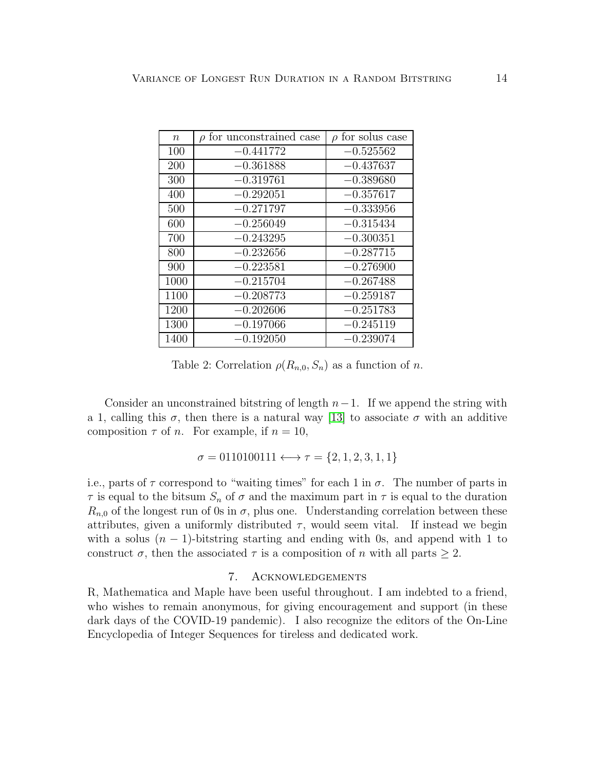| $n$ | $\rho$ for unconstrained case | $\rho$ for solus case |
|---|---|---|
| 100 | $-0.441772$ | $-0.525562$ |
| 200 | $-0.361888$ | $-0.437637$ |
| 300 | $-0.319761$ | $-0.389680$ |
| 400 | $-0.292051$ | $-0.357617$ |
| 500 | $-0.271797$ | $-0.333956$ |
| 600 | $-0.256049$ | $-0.315434$ |
| 700 | $-0.243295$ | $-0.300351$ |
| 800 | $-0.232656$ | $-0.287715$ |
| 900 | $-0.223581$ | $-0.276900$ |
| 1000 | $-0.215704$ | $-0.267488$ |
| 1100 | $-0.208773$ | $-0.259187$ |
| 1200 | $-0.202606$ | $-0.251783$ |
| 1300 | $-0.197066$ | $-0.245119$ |
| 1400 | $-0.192050$ | $-0.239074$ |

Table 2: Correlation $\rho(R_{n,0}, S_n)$ as a function of $n$.

Consider an unconstrained bitstring of length $n-1$. If we append the string with a 1, calling this $\sigma$, then there is a natural way [13] to associate $\sigma$ with an additive composition $\tau$ of $n$. For example, if $n = 10$,

$$\sigma = 0110100111 \longleftrightarrow \tau = \{2, 1, 2, 3, 1, 1\}$$

i.e., parts of $\tau$ correspond to "waiting times" for each 1 in $\sigma$. The number of parts in $\tau$ is equal to the bitsum $S_n$ of $\sigma$ and the maximum part in $\tau$ is equal to the duration $R_{n,0}$ of the longest run of 0s in $\sigma$, plus one. Understanding correlation between these attributes, given a uniformly distributed $\tau$, would seem vital. If instead we begin with a solus $(n-1)$-bitstring starting and ending with 0s, and append with 1 to construct $\sigma$, then the associated $\tau$ is a composition of $n$ with all parts $\geq 2$.

## 7. Acknowledgements

R, Mathematica and Maple have been useful throughout. I am indebted to a friend, who wishes to remain anonymous, for giving encouragement and support (in these dark days of the COVID-19 pandemic). I also recognize the editors of the On-Line Encyclopedia of Integer Sequences for tireless and dedicated work.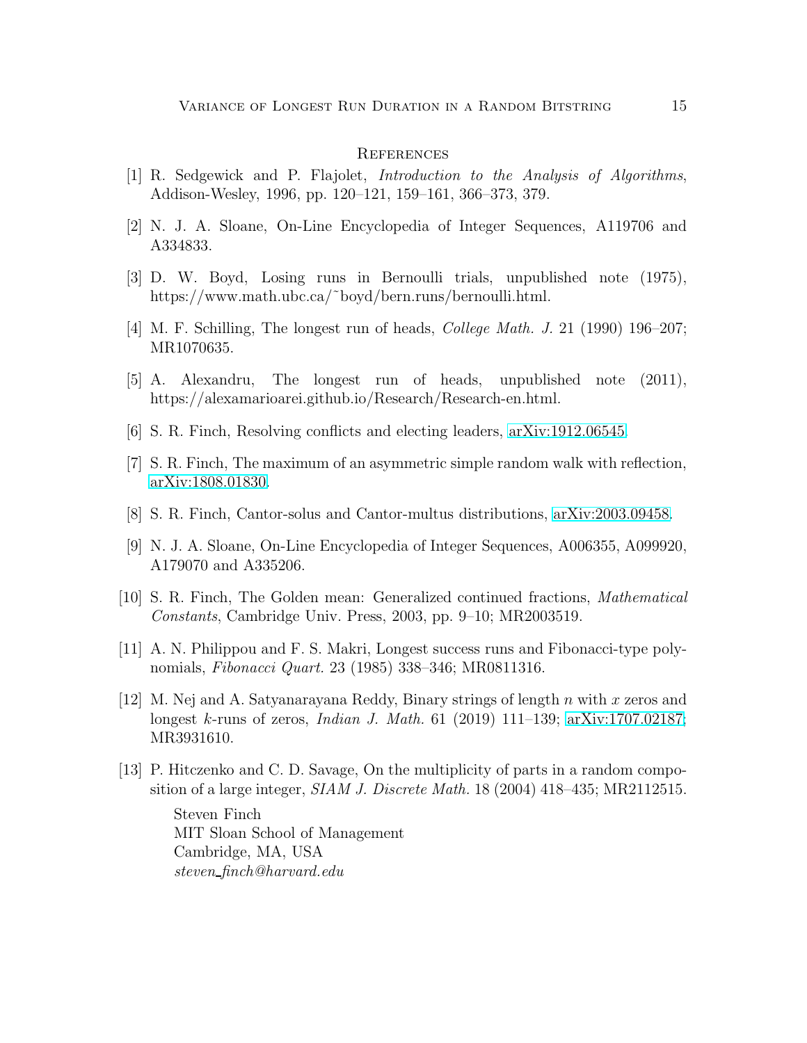## References

[1] R. Sedgewick and P. Flajolet, *Introduction to the Analysis of Algorithms*, Addison-Wesley, 1996, pp. 120–121, 159–161, 366–373, 379.

[2] N. J. A. Sloane, On-Line Encyclopedia of Integer Sequences, A119706 and A334833.

[3] D. W. Boyd, Losing runs in Bernoulli trials, unpublished note (1975), https://www.math.ubc.ca/~boyd/bern.runs/bernoulli.html.

[4] M. F. Schilling, The longest run of heads, *College Math. J.* 21 (1990) 196–207; MR1070635.

[5] A. Alexandru, The longest run of heads, unpublished note (2011), https://alexamarioarei.github.io/Research/Research-en.html.

[6] S. R. Finch, Resolving conflicts and electing leaders, arXiv:1912.06545.

[7] S. R. Finch, The maximum of an asymmetric simple random walk with reflection, arXiv:1808.01830.

[8] S. R. Finch, Cantor-solus and Cantor-multus distributions, arXiv:2003.09458.

[9] N. J. A. Sloane, On-Line Encyclopedia of Integer Sequences, A006355, A099920, A179070 and A335206.

[10] S. R. Finch, The Golden mean: Generalized continued fractions, *Mathematical Constants*, Cambridge Univ. Press, 2003, pp. 9–10; MR2003519.

[11] A. N. Philippou and F. S. Makri, Longest success runs and Fibonacci-type polynomials, *Fibonacci Quart.* 23 (1985) 338–346; MR0811316.

[12] M. Nej and A. Satyanarayana Reddy, Binary strings of length $n$ with $x$ zeros and longest $k$-runs of zeros, *Indian J. Math.* 61 (2019) 111–139; arXiv:1707.02187; MR3931610.

[13] P. Hitczenko and C. D. Savage, On the multiplicity of parts in a random composition of a large integer, *SIAM J. Discrete Math.* 18 (2004) 418–435; MR2112515.

Steven Finch
MIT Sloan School of Management
Cambridge, MA, USA
*steven_finch@harvard.edu*